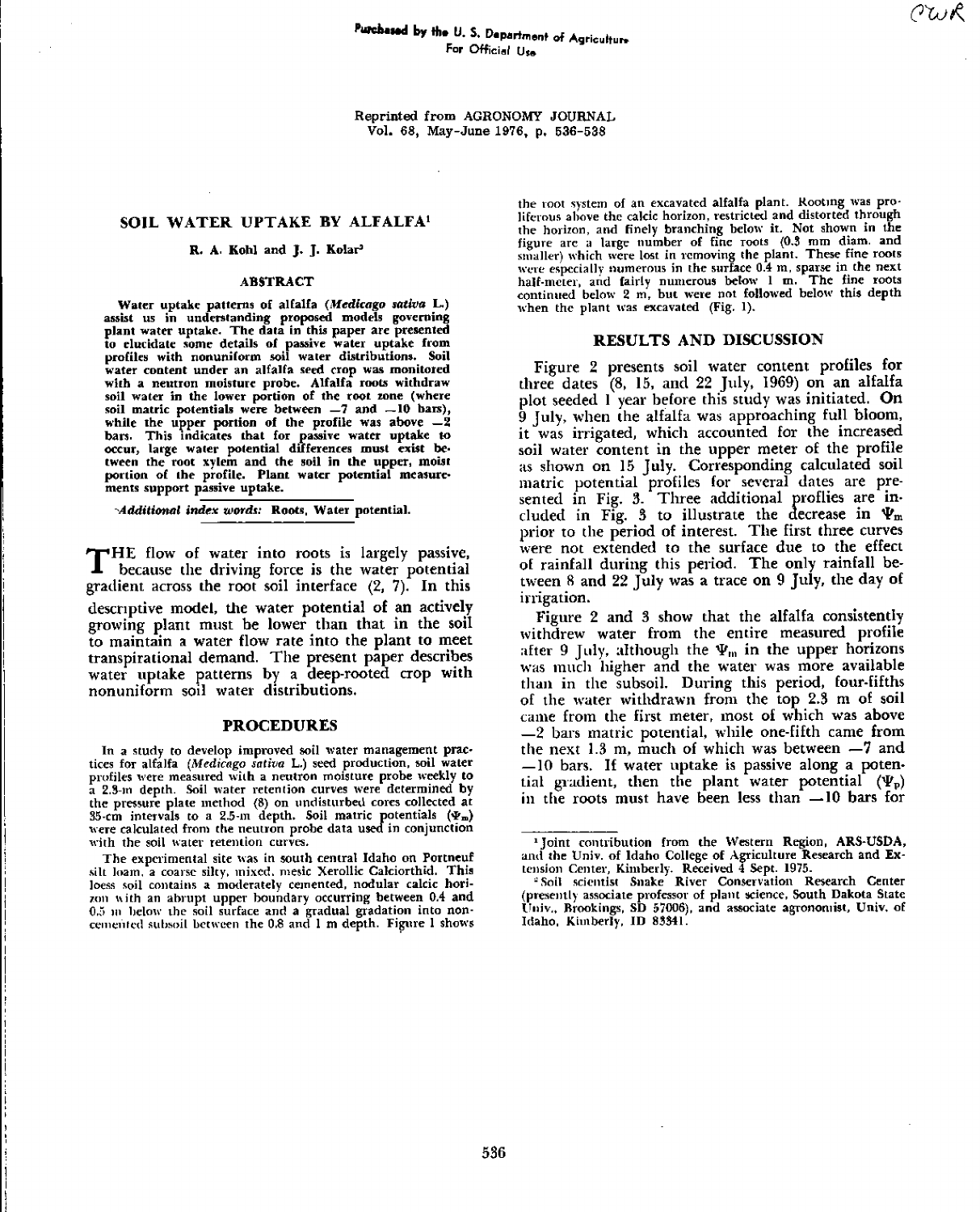Purchased by the U. S. Department of Agriculture
For Official Use

Reprinted from AGRONOMY JOURNAL
Vol. 68, May-June 1976, p. 536-538

# SOIL WATER UPTAKE BY ALFALFA[1]

**R. A. Kohl and J. J. Kolar[2]**

## ABSTRACT

**Water uptake patterns of alfalfa (*Medicago sativa* L.) assist us in understanding proposed models governing plant water uptake. The data in this paper are presented to elucidate some details of passive water uptake from profiles with nonuniform soil water distributions. Soil water content under an alfalfa seed crop was monitored with a neutron moisture probe. Alfalfa roots withdraw soil water in the lower portion of the root zone (where soil matric potentials were between −7 and −10 bars), while the upper portion of the profile was above −2 bars. This indicates that for passive water uptake to occur, large water potential differences must exist between the root xylem and the soil in the upper, moist portion of the profile. Plant water potential measurements support passive uptake.**

*Additional index words:* **Roots, Water potential.**

THE flow of water into roots is largely passive, because the driving force is the water potential gradient across the root soil interface (2, 7). In this descriptive model, the water potential of an actively growing plant must be lower than that in the soil to maintain a water flow rate into the plant to meet transpirational demand. The present paper describes water uptake patterns by a deep-rooted crop with nonuniform soil water distributions.

## PROCEDURES

In a study to develop improved soil water management practices for alfalfa (*Medicago sativa* L.) seed production, soil water profiles were measured with a neutron moisture probe weekly to a 2.3-m depth. Soil water retention curves were determined by the pressure plate method (8) on undisturbed cores collected at 35-cm intervals to a 2.5-m depth. Soil matric potentials ($\Psi_m$) were calculated from the neutron probe data used in conjunction with the soil water retention curves.

The experimental site was in south central Idaho on Portneuf silt loam, a coarse silty, mixed, mesic Xerollic Calciorthid. This loess soil contains a moderately cemented, nodular calcic horizon with an abrupt upper boundary occurring between 0.4 and 0.5 m below the soil surface and a gradual gradation into noncemented subsoil between the 0.8 and 1 m depth. Figure 1 shows the root system of an excavated alfalfa plant. Rooting was proliferous above the calcic horizon, restricted and distorted through the horizon, and finely branching below it. Not shown in the figure are a large number of fine roots (0.3 mm diam. and smaller) which were lost in removing the plant. These fine roots were especially numerous in the surface 0.4 m, sparse in the next half-meter, and fairly numerous below 1 m. The fine roots continued below 2 m, but were not followed below this depth when the plant was excavated (Fig. 1).

## RESULTS AND DISCUSSION

Figure 2 presents soil water content profiles for three dates (8, 15, and 22 July, 1969) on an alfalfa plot seeded 1 year before this study was initiated. On 9 July, when the alfalfa was approaching full bloom, it was irrigated, which accounted for the increased soil water content in the upper meter of the profile as shown on 15 July. Corresponding calculated soil matric potential profiles for several dates are presented in Fig. 3. Three additional proflies are included in Fig. 3 to illustrate the decrease in $\Psi_m$ prior to the period of interest. The first three curves were not extended to the surface due to the effect of rainfall during this period. The only rainfall between 8 and 22 July was a trace on 9 July, the day of irrigation.

Figure 2 and 3 show that the alfalfa consistently withdrew water from the entire measured profile after 9 July, although the $\Psi_m$ in the upper horizons was much higher and the water was more available than in the subsoil. During this period, four-fifths of the water withdrawn from the top 2.3 m of soil came from the first meter, most of which was above −2 bars matric potential, while one-fifth came from the next 1.3 m, much of which was between −7 and −10 bars. If water uptake is passive along a potential gradient, then the plant water potential ($\Psi_p$) in the roots must have been less than −10 bars for

[1] Joint contribution from the Western Region, ARS-USDA, and the Univ. of Idaho College of Agriculture Research and Extension Center, Kimberly. Received 4 Sept. 1975.

[2] Soil scientist Snake River Conservation Research Center (presently associate professor of plant science, South Dakota State Univ., Brookings, SD 57006), and associate agronomist, Univ. of Idaho, Kimberly, ID 83341.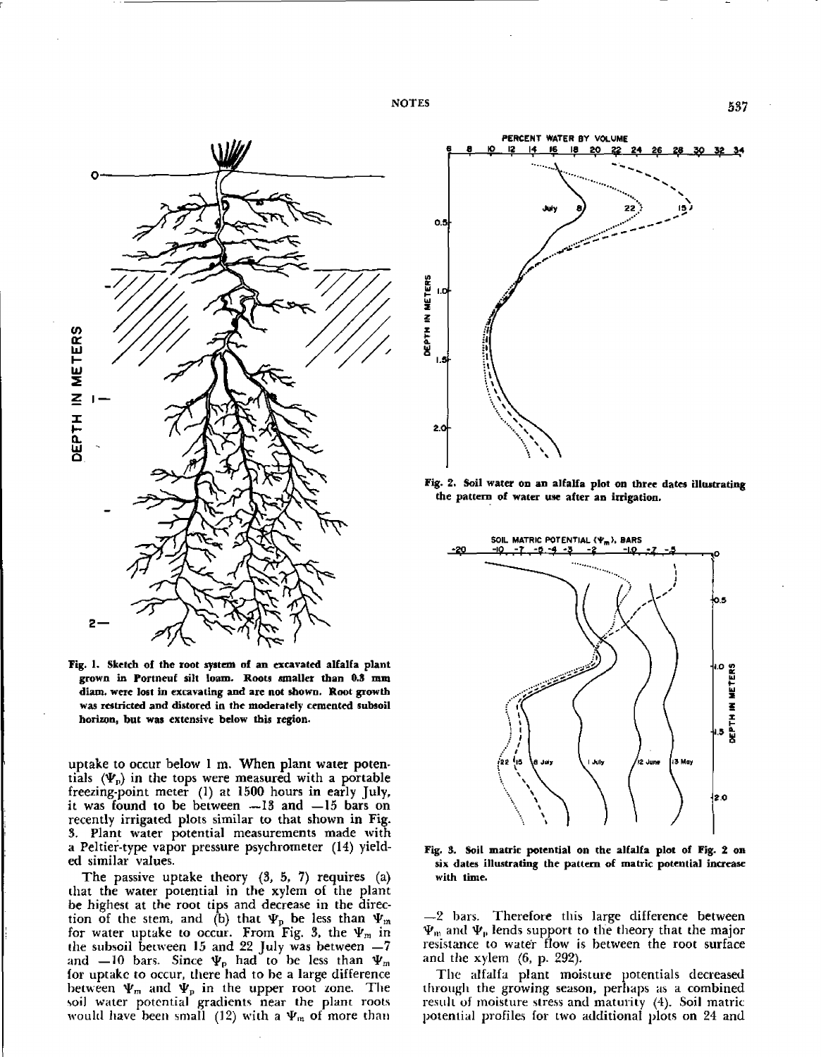Fig. 1. Sketch of the root system of an excavated alfalfa plant grown in Portneuf silt loam. Roots smaller than 0.3 mm diam. were lost in excavating and are not shown. Root growth was restricted and distored in the moderately cemented subsoil horizon, but was extensive below this region.

Fig. 2. Soil water on an alfalfa plot on three dates illustrating the pattern of water use after an irrigation.

Fig. 3. Soil matric potential on the alfalfa plot of Fig. 2 on six dates illustrating the pattern of matric potential increase with time.

uptake to occur below 1 m. When plant water potentials ($\Psi_p$) in the tops were measured with a portable freezing-point meter (1) at 1500 hours in early July, it was found to be between $-13$ and $-15$ bars on recently irrigated plots similar to that shown in Fig. 3. Plant water potential measurements made with a Peltier-type vapor pressure psychrometer (14) yielded similar values.

The passive uptake theory (3, 5, 7) requires (a) that the water potential in the xylem of the plant be highest at the root tips and decrease in the direction of the stem, and (b) that $\Psi_p$ be less than $\Psi_m$ for water uptake to occur. From Fig. 3, the $\Psi_m$ in the subsoil between 15 and 22 July was between $-7$ and $-10$ bars. Since $\Psi_p$ had to be less than $\Psi_m$ for uptake to occur, there had to be a large difference between $\Psi_m$ and $\Psi_p$ in the upper root zone. The soil water potential gradients near the plant roots would have been small (12) with a $\Psi_m$ of more than $-2$ bars. Therefore this large difference between $\Psi_m$ and $\Psi_p$ lends support to the theory that the major resistance to water flow is between the root surface and the xylem (6, p. 292).

The alfalfa plant moisture potentials decreased through the growing season, perhaps as a combined result of moisture stress and maturity (4). Soil matric potential profiles for two additional plots on 24 and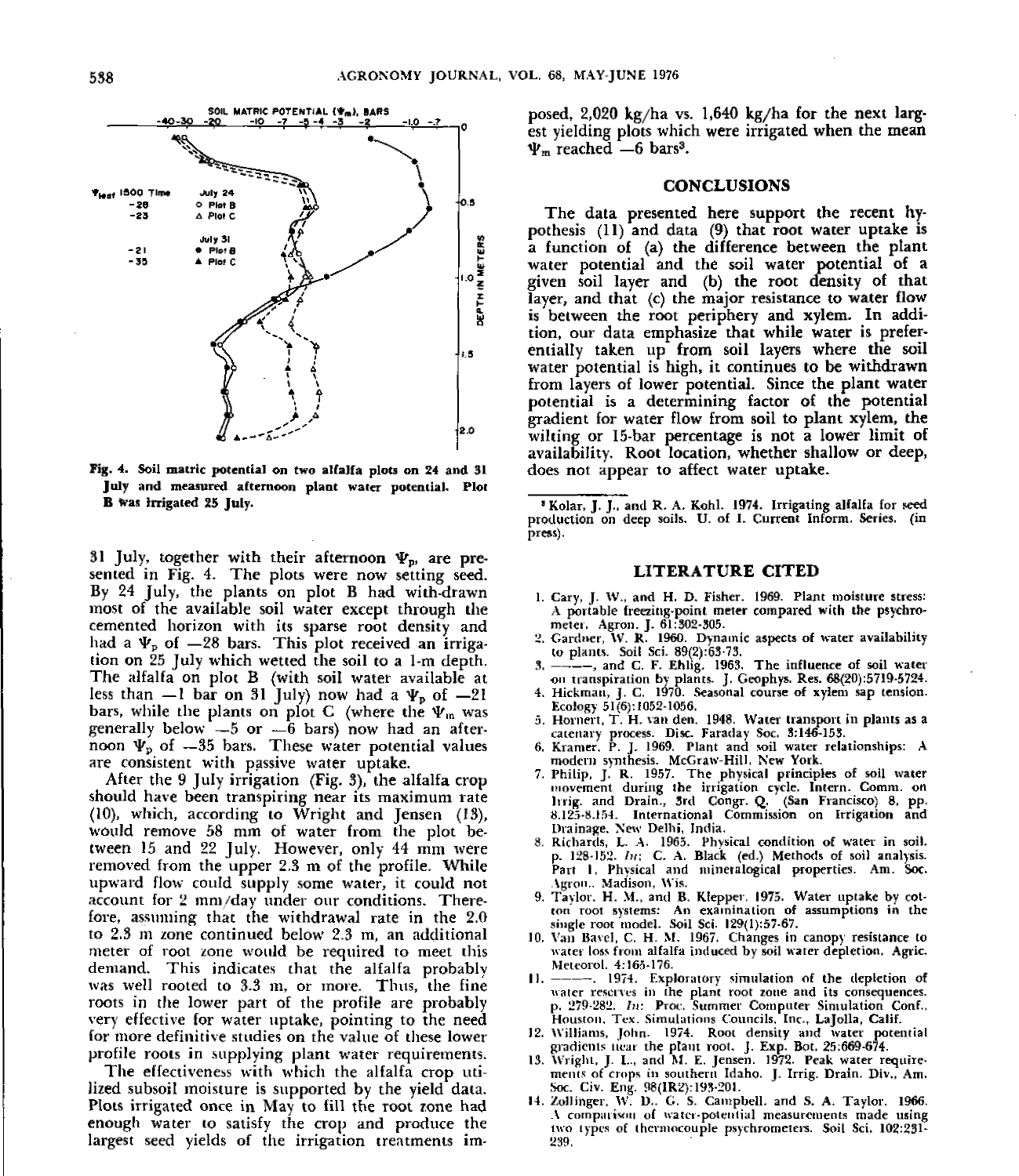SOIL MATRIC POTENTIAL ($\Psi_m$), BARS

-40 -30 -20 -10 -7 -5 -4 -3 -2 -1.0 -.7 0

$\Psi_{leaf}$ 1500 Time

July 24

-28 ○ Plot B

-23 △ Plot C

July 31

-21 ● Plot B

-35 ▲ Plot C

DEPTH IN METERS

0.5

1.0

1.5

2.0

**Fig. 4. Soil matric potential on two alfalfa plots on 24 and 31 July and measured afternoon plant water potential. Plot B was irrigated 25 July.**

31 July, together with their afternoon $\Psi_p$, are presented in Fig. 4. The plots were now setting seed. By 24 July, the plants on plot B had with-drawn most of the available soil water except through the cemented horizon with its sparse root density and had a $\Psi_p$ of $-28$ bars. This plot received an irrigation on 25 July which wetted the soil to a 1-m depth. The alfalfa on plot B (with soil water available at less than $-1$ bar on 31 July) now had a $\Psi_p$ of $-21$ bars, while the plants on plot C (where the $\Psi_m$ was generally below $-5$ or $-6$ bars) now had an afternoon $\Psi_p$ of $-35$ bars. These water potential values are consistent with passive water uptake.

After the 9 July irrigation (Fig. 3), the alfalfa crop should have been transpiring near its maximum rate (10), which, according to Wright and Jensen (13), would remove 58 mm of water from the plot between 15 and 22 July. However, only 44 mm were removed from the upper 2.3 m of the profile. While upward flow could supply some water, it could not account for 2 mm/day under our conditions. Therefore, assuming that the withdrawal rate in the 2.0 to 2.3 m zone continued below 2.3 m, an additional meter of root zone would be required to meet this demand. This indicates that the alfalfa probably was well rooted to 3.3 m, or more. Thus, the fine roots in the lower part of the profile are probably very effective for water uptake, pointing to the need for more definitive studies on the value of these lower profile roots in supplying plant water requirements.

The effectiveness with which the alfalfa crop utilized subsoil moisture is supported by the yield data. Plots irrigated once in May to fill the root zone had enough water to satisfy the crop and produce the largest seed yields of the irrigation treatments imposed, 2,020 kg/ha vs. 1,640 kg/ha for the next largest yielding plots which were irrigated when the mean $\Psi_m$ reached $-6$ bars[3].

## CONCLUSIONS

The data presented here support the recent hypothesis (11) and data (9) that root water uptake is a function of (a) the difference between the plant water potential and the soil water potential of a given soil layer and (b) the root density of that layer, and that (c) the major resistance to water flow is between the root periphery and xylem. In addition, our data emphasize that while water is preferentially taken up from soil layers where the soil water potential is high, it continues to be withdrawn from layers of lower potential. Since the plant water potential is a determining factor of the potential gradient for water flow from soil to plant xylem, the wilting or 15-bar percentage is not a lower limit of availability. Root location, whether shallow or deep, does not appear to affect water uptake.

[3] Kolar, J. J., and R. A. Kohl. 1974. Irrigating alfalfa for seed production on deep soils. U. of I. Current Inform. Series. (in press).

## LITERATURE CITED

1. Cary, J. W., and H. D. Fisher. 1969. Plant moisture stress: A portable freezing-point meter compared with the psychrometer. Agron. J. 61:302-305.
2. Gardner, W. R. 1960. Dynamic aspects of water availability to plants. Soil Sci. 89(2):63-73.
3. ———, and C. F. Ehlig. 1963. The influence of soil water on transpiration by plants. J. Geophys. Res. 68(20):5719-5724.
4. Hickman, J. C. 1970. Seasonal course of xylem sap tension. Ecology 51(6):1052-1056.
5. Hornert, T. H. van den. 1948. Water transport in plants as a catenary process. Disc. Faraday Soc. 3:146-153.
6. Kramer, P. J. 1969. Plant and soil water relationships: A modern synthesis. McGraw-Hill, New York.
7. Philip, J. R. 1957. The physical principles of soil water movement during the irrigation cycle. Intern. Comm. on Irrig. and Drain., 3rd Congr. Q. (San Francisco) 8, pp. 8.125-8.154. International Commission on Irrigation and Drainage, New Delhi, India.
8. Richards, L. A. 1965. Physical condition of water in soil. p. 128-152. *In*: C. A. Black (ed.) Methods of soil analysis. Part 1. Physical and mineralogical properties. Am. Soc. Agron., Madison, Wis.
9. Taylor, H. M., and B. Klepper. 1975. Water uptake by cotton root systems: An examination of assumptions in the single root model. Soil Sci. 129(1):57-67.
10. Van Bavel, C. H. M. 1967. Changes in canopy resistance to water loss from alfalfa induced by soil water depletion. Agric. Meteorol. 4:165-176.
11. ———. 1974. Exploratory simulation of the depletion of water reserves in the plant root zone and its consequences. p. 279-282. *In*: Proc. Summer Computer Simulation Conf., Houston, Tex. Simulations Councils, Inc., LaJolla, Calif.
12. Williams, John. 1974. Root density and water potential gradients near the plant root. J. Exp. Bot. 25:669-674.
13. Wright, J. L., and M. E. Jensen. 1972. Peak water requirements of crops in southern Idaho. J. Irrig. Drain. Div., Am. Soc. Civ. Eng. 98(IR2):193-201.
14. Zollinger, W. D., G. S. Campbell, and S. A. Taylor. 1966. A comparison of water-potential measurements made using two types of thermocouple psychrometers. Soil Sci. 102:231-239.